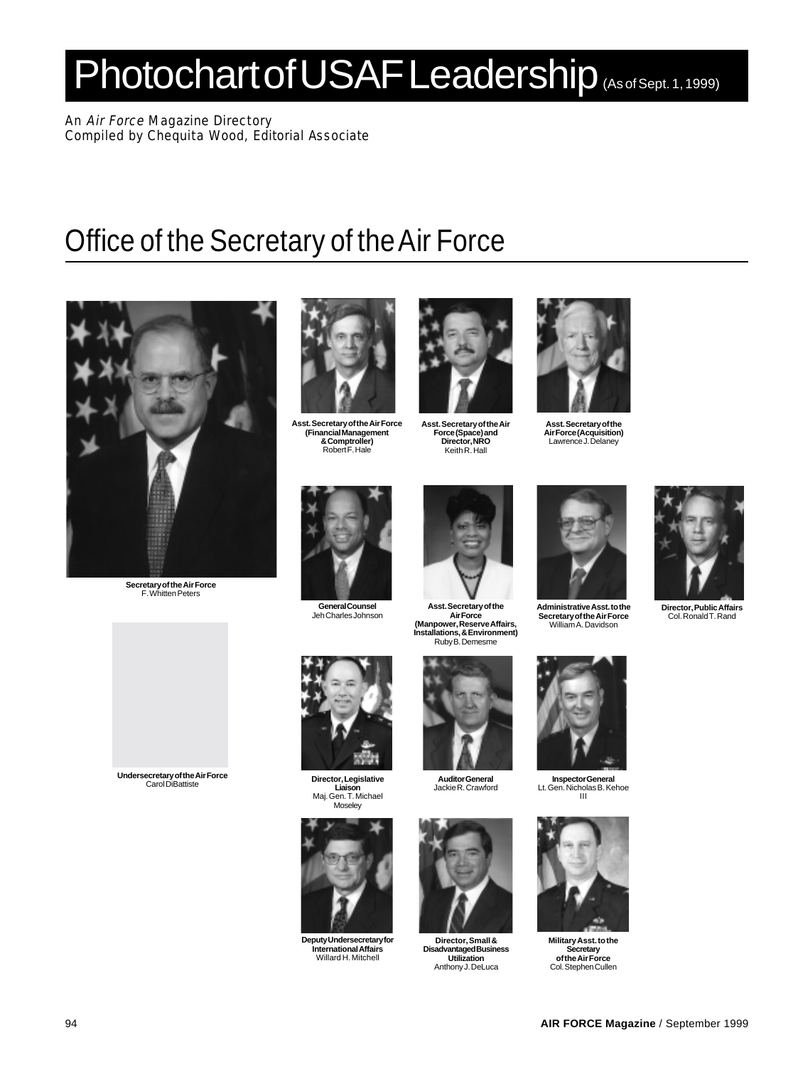# Photochart of USAF Leadership (As of Sept. 1, 1999)

An *Air Force* Magazine Directory
Compiled by Chequita Wood, Editorial Associate

## Office of the Secretary of the Air Force

**Secretary of the Air Force**
F. Whitten Peters

**Asst. Secretary of the Air Force (Financial Management & Comptroller)**
Robert F. Hale

**Asst. Secretary of the Air Force (Space) and Director, NRO**
Keith R. Hall

**Asst. Secretary of the Air Force (Acquisition)**
Lawrence J. Delaney

**General Counsel**
Jeh Charles Johnson

**Asst. Secretary of the Air Force (Manpower, Reserve Affairs, Installations, & Environment)**
Ruby B. Demesme

**Administrative Asst. to the Secretary of the Air Force**
William A. Davidson

**Director, Public Affairs**
Col. Ronald T. Rand

**Undersecretary of the Air Force**
Carol DiBattiste

**Director, Legislative Liaison**
Maj. Gen. T. Michael Moseley

**Auditor General**
Jackie R. Crawford

**Inspector General**
Lt. Gen. Nicholas B. Kehoe III

**Deputy Undersecretary for International Affairs**
Willard H. Mitchell

**Director, Small & Disadvantaged Business Utilization**
Anthony J. DeLuca

**Military Asst. to the Secretary of the Air Force**
Col. Stephen Cullen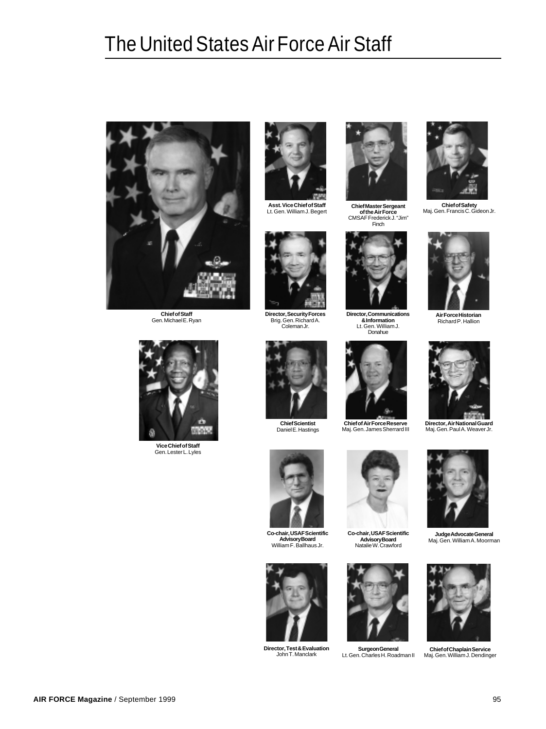# The United States Air Force Air Staff

**Chief of Staff**
Gen. Michael E. Ryan

**Asst. Vice Chief of Staff**
Lt. Gen. William J. Begert

**Chief Master Sergeant of the Air Force**
CMSAF Frederick J. "Jim" Finch

**Chief of Safety**
Maj. Gen. Francis C. Gideon Jr.

**Director, Security Forces**
Brig. Gen. Richard A. Coleman Jr.

**Director, Communications & Information**
Lt. Gen. William J. Donahue

**Air Force Historian**
Richard P. Hallion

**Vice Chief of Staff**
Gen. Lester L. Lyles

**Chief Scientist**
Daniel E. Hastings

**Chief of Air Force Reserve**
Maj. Gen. James Sherrard III

**Director, Air National Guard**
Maj. Gen. Paul A. Weaver Jr.

**Co-chair, USAF Scientific Advisory Board**
William F. Ballhaus Jr.

**Co-chair, USAF Scientific Advisory Board**
Natalie W. Crawford

**Judge Advocate General**
Maj. Gen. William A. Moorman

**Director, Test & Evaluation**
John T. Manclark

**Surgeon General**
Lt. Gen. Charles H. Roadman II

**Chief of Chaplain Service**
Maj. Gen. William J. Dendinger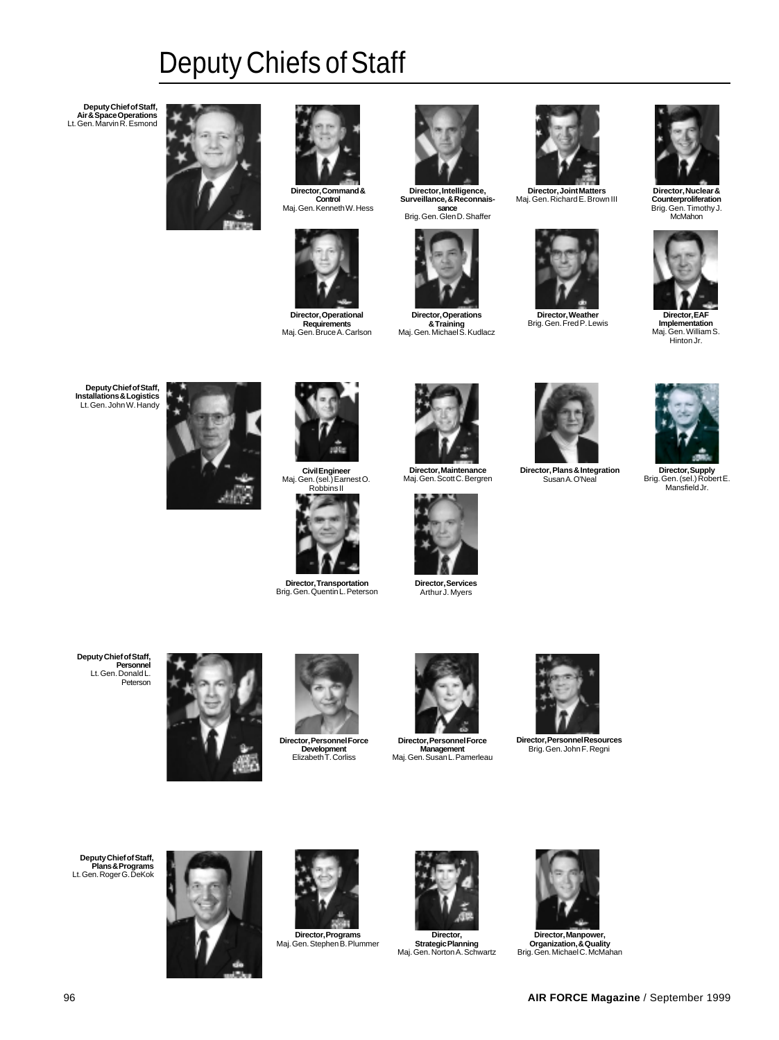# Deputy Chiefs of Staff

**Deputy Chief of Staff, Air & Space Operations**
Lt. Gen. Marvin R. Esmond

**Director, Command & Control**
Maj. Gen. Kenneth W. Hess

**Director, Intelligence, Surveillance, & Reconnaissance**
Brig. Gen. Glen D. Shaffer

**Director, Joint Matters**
Maj. Gen. Richard E. Brown III

**Director, Nuclear & Counterproliferation**
Brig. Gen. Timothy J. McMahon

**Director, Operational Requirements**
Maj. Gen. Bruce A. Carlson

**Director, Operations & Training**
Maj. Gen. Michael S. Kudlacz

**Director, Weather**
Brig. Gen. Fred P. Lewis

**Director, EAF Implementation**
Maj. Gen. William S. Hinton Jr.

**Deputy Chief of Staff, Installations & Logistics**
Lt. Gen. John W. Handy

**Civil Engineer**
Maj. Gen. (sel.) Earnest O. Robbins II

**Director, Maintenance**
Maj. Gen. Scott C. Bergren

**Director, Plans & Integration**
Susan A. O'Neal

**Director, Supply**
Brig. Gen. (sel.) Robert E. Mansfield Jr.

**Director, Transportation**
Brig. Gen. Quentin L. Peterson

**Director, Services**
Arthur J. Myers

**Deputy Chief of Staff, Personnel**
Lt. Gen. Donald L. Peterson

**Director, Personnel Force Development**
Elizabeth T. Corliss

**Director, Personnel Force Management**
Maj. Gen. Susan L. Pamerleau

**Director, Personnel Resources**
Brig. Gen. John F. Regni

**Deputy Chief of Staff, Plans & Programs**
Lt. Gen. Roger G. DeKok

**Director, Programs**
Maj. Gen. Stephen B. Plummer

**Director, Strategic Planning**
Maj. Gen. Norton A. Schwartz

**Director, Manpower, Organization, & Quality**
Brig. Gen. Michael C. McMahan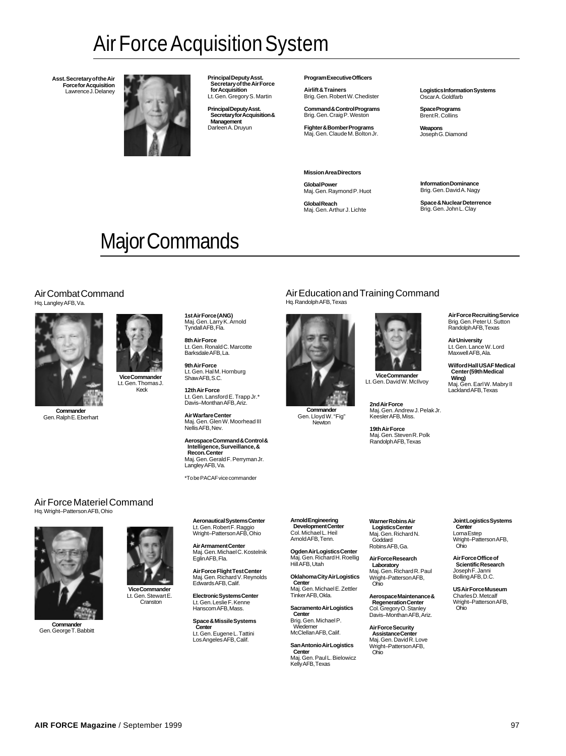# Air Force Acquisition System

**Asst. Secretary of the Air Force for Acquisition**
Lawrence J. Delaney

**Principal Deputy Asst. Secretary of the Air Force for Acquisition**
Lt. Gen. Gregory S. Martin

**Principal Deputy Asst. Secretary for Acquisition & Management**
Darleen A. Druyun

**Program Executive Officers**

**Airlift & Trainers**
Brig. Gen. Robert W. Chedister

**Command & Control Programs**
Brig. Gen. Craig P. Weston

**Fighter & Bomber Programs**
Maj. Gen. Claude M. Bolton Jr.

**Logistics Information Systems**
Oscar A. Goldfarb

**Space Programs**
Brent R. Collins

**Weapons**
Joseph G. Diamond

**Mission Area Directors**

**Global Power**
Maj. Gen. Raymond P. Huot

**Global Reach**
Maj. Gen. Arthur J. Lichte

**Information Dominance**
Brig. Gen. David A. Nagy

**Space & Nuclear Deterrence**
Brig. Gen. John L. Clay

# Major Commands

## Air Combat Command

Hq. Langley AFB, Va.

**Commander**
Gen. Ralph E. Eberhart

**Vice Commander**
Lt. Gen. Thomas J. Keck

**1st Air Force (ANG)**
Maj. Gen. Larry K. Arnold
Tyndall AFB, Fla.

**8th Air Force**
Lt. Gen. Ronald C. Marcotte
Barksdale AFB, La.

**9th Air Force**
Lt. Gen. Hal M. Hornburg
Shaw AFB, S.C.

**12th Air Force**
Lt. Gen. Lansford E. Trapp Jr.*
Davis–Monthan AFB, Ariz.

**Air Warfare Center**
Maj. Gen. Glen W. Moorhead III
Nellis AFB, Nev.

**Aerospace Command & Control & Intelligence, Surveillance, & Recon. Center**
Maj. Gen. Gerald F. Perryman Jr.
Langley AFB, Va.

*To be PACAF vice commander

## Air Education and Training Command

Hq. Randolph AFB, Texas

**Commander**
Gen. Lloyd W. "Fig" Newton

**Vice Commander**
Lt. Gen. David W. McIlvoy

**2nd Air Force**
Maj. Gen. Andrew J. Pelak Jr.
Keesler AFB, Miss.

**19th Air Force**
Maj. Gen. Steven R. Polk
Randolph AFB, Texas

**Air Force Recruiting Service**
Brig. Gen. Peter U. Sutton
Randolph AFB, Texas

**Air University**
Lt. Gen. Lance W. Lord
Maxwell AFB, Ala.

**Wilford Hall USAF Medical Center (59th Medical Wing)**
Maj. Gen. Earl W. Mabry II
Lackland AFB, Texas

## Air Force Materiel Command

Hq. Wright–Patterson AFB, Ohio

**Commander**
Gen. George T. Babbitt

**Vice Commander**
Lt. Gen. Stewart E. Cranston

**Aeronautical Systems Center**
Lt. Gen. Robert F. Raggio
Wright–Patterson AFB, Ohio

**Air Armament Center**
Maj. Gen. Michael C. Kostelnik
Eglin AFB, Fla.

**Air Force Flight Test Center**
Maj. Gen. Richard V. Reynolds
Edwards AFB, Calif.

**Electronic Systems Center**
Lt. Gen. Leslie F. Kenne
Hanscom AFB, Mass.

**Space & Missile Systems Center**
Lt. Gen. Eugene L. Tattini
Los Angeles AFB, Calif.

**Arnold Engineering Development Center**
Col. Michael L. Heil
Arnold AFB, Tenn.

**Ogden Air Logistics Center**
Maj. Gen. Richard H. Roellig
Hill AFB, Utah

**Oklahoma City Air Logistics Center**
Maj. Gen. Michael E. Zettler
Tinker AFB, Okla.

**Sacramento Air Logistics Center**
Brig. Gen. Michael P. Wiedemer
McClellan AFB, Calif.

**San Antonio Air Logistics Center**
Maj. Gen. Paul L. Bielowicz
Kelly AFB, Texas

**Warner Robins Air Logistics Center**
Maj. Gen. Richard N. Goddard
Robins AFB, Ga.

**Air Force Research Laboratory**
Maj. Gen. Richard R. Paul
Wright–Patterson AFB, Ohio

**Aerospace Maintenance & Regeneration Center**
Col. Gregory O. Stanley
Davis–Monthan AFB, Ariz.

**Air Force Security Assistance Center**
Maj. Gen. David R. Love
Wright–Patterson AFB, Ohio

**Joint Logistics Systems Center**
Lorna Estep
Wright–Patterson AFB, Ohio

**Air Force Office of Scientific Research**
Joseph F. Janni
Bolling AFB, D.C.

**US Air Force Museum**
Charles D. Metcalf
Wright–Patterson AFB, Ohio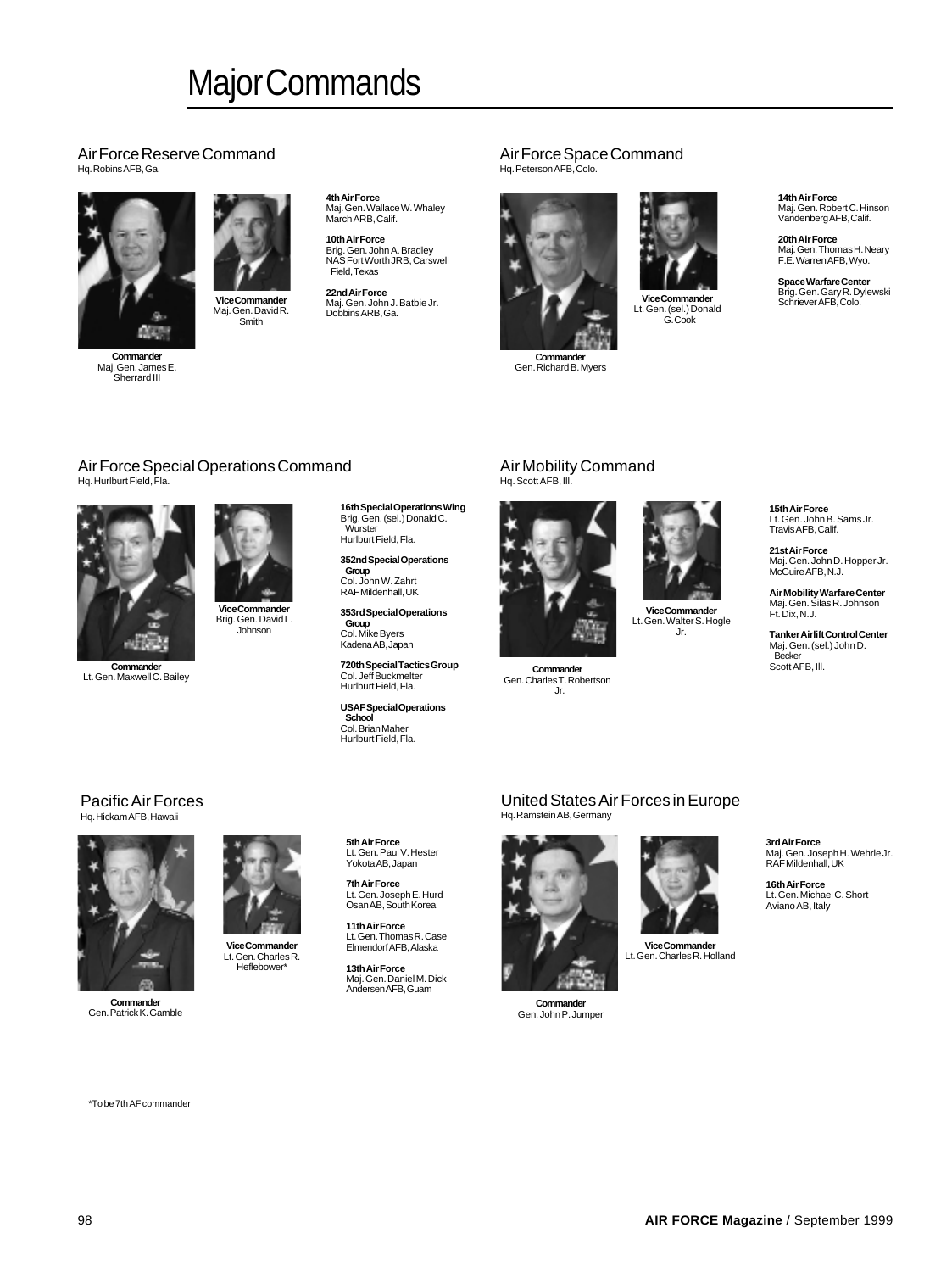# Major Commands

## Air Force Reserve Command

Hq. Robins AFB, Ga.

**Commander**
Maj. Gen. James E. Sherrard III

**Vice Commander**
Maj. Gen. David R. Smith

**4th Air Force**
Maj. Gen. Wallace W. Whaley
March ARB, Calif.

**10th Air Force**
Brig. Gen. John A. Bradley
NAS Fort Worth JRB, Carswell Field, Texas

**22nd Air Force**
Maj. Gen. John J. Batbie Jr.
Dobbins ARB, Ga.

## Air Force Space Command

Hq. Peterson AFB, Colo.

**Commander**
Gen. Richard B. Myers

**Vice Commander**
Lt. Gen. (sel.) Donald G. Cook

**14th Air Force**
Maj. Gen. Robert C. Hinson
Vandenberg AFB, Calif.

**20th Air Force**
Maj. Gen. Thomas H. Neary
F.E. Warren AFB, Wyo.

**Space Warfare Center**
Brig. Gen. Gary R. Dylewski
Schriever AFB, Colo.

## Air Force Special Operations Command

Hq. Hurlburt Field, Fla.

**Commander**
Lt. Gen. Maxwell C. Bailey

**Vice Commander**
Brig. Gen. David L. Johnson

**16th Special Operations Wing**
Brig. Gen. (sel.) Donald C. Wurster
Hurlburt Field, Fla.

**352nd Special Operations Group**
Col. John W. Zahrt
RAF Mildenhall, UK

**353rd Special Operations Group**
Col. Mike Byers
Kadena AB, Japan

**720th Special Tactics Group**
Col. Jeff Buckmelter
Hurlburt Field, Fla.

**USAF Special Operations School**
Col. Brian Maher
Hurlburt Field, Fla.

## Air Mobility Command

Hq. Scott AFB, Ill.

**Commander**
Gen. Charles T. Robertson Jr.

**Vice Commander**
Lt. Gen. Walter S. Hogle Jr.

**15th Air Force**
Lt. Gen. John B. Sams Jr.
Travis AFB, Calif.

**21st Air Force**
Maj. Gen. John D. Hopper Jr.
McGuire AFB, N.J.

**Air Mobility Warfare Center**
Maj. Gen. Silas R. Johnson
Ft. Dix, N.J.

**Tanker Airlift Control Center**
Maj. Gen. (sel.) John D. Becker
Scott AFB, Ill.

## Pacific Air Forces

Hq. Hickam AFB, Hawaii

**Commander**
Gen. Patrick K. Gamble

**Vice Commander**
Lt. Gen. Charles R. Heflebower*

**5th Air Force**
Lt. Gen. Paul V. Hester
Yokota AB, Japan

**7th Air Force**
Lt. Gen. Joseph E. Hurd
Osan AB, South Korea

**11th Air Force**
Lt. Gen. Thomas R. Case
Elmendorf AFB, Alaska

**13th Air Force**
Maj. Gen. Daniel M. Dick
Andersen AFB, Guam

## United States Air Forces in Europe

Hq. Ramstein AB, Germany

**Commander**
Gen. John P. Jumper

**Vice Commander**
Lt. Gen. Charles R. Holland

**3rd Air Force**
Maj. Gen. Joseph H. Wehrle Jr.
RAF Mildenhall, UK

**16th Air Force**
Lt. Gen. Michael C. Short
Aviano AB, Italy

*To be 7th AF commander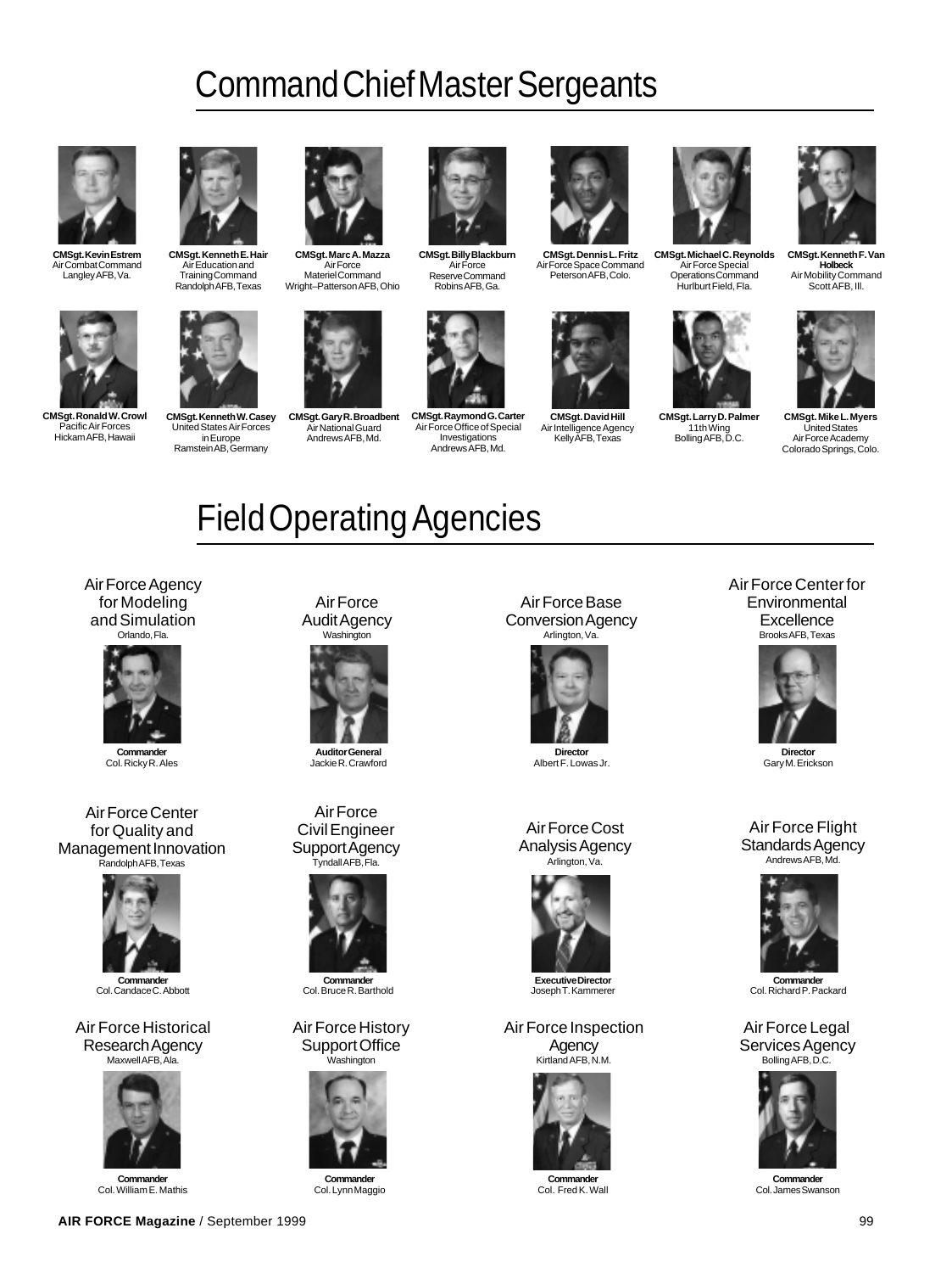# Command Chief Master Sergeants

**CMSgt. Kevin Estrem**
Air Combat Command
Langley AFB, Va.

**CMSgt. Kenneth E. Hair**
Air Education and Training Command
Randolph AFB, Texas

**CMSgt. Marc A. Mazza**
Air Force Materiel Command
Wright–Patterson AFB, Ohio

**CMSgt. Billy Blackburn**
Air Force Reserve Command
Robins AFB, Ga.

**CMSgt. Dennis L. Fritz**
Air Force Space Command
Peterson AFB, Colo.

**CMSgt. Michael C. Reynolds**
Air Force Special Operations Command
Hurlburt Field, Fla.

**CMSgt. Kenneth F. Van Holbeck**
Air Mobility Command
Scott AFB, Ill.

**CMSgt. Ronald W. Crowl**
Pacific Air Forces
Hickam AFB, Hawaii

**CMSgt. Kenneth W. Casey**
United States Air Forces in Europe
Ramstein AB, Germany

**CMSgt. Gary R. Broadbent**
Air National Guard
Andrews AFB, Md.

**CMSgt. Raymond G. Carter**
Air Force Office of Special Investigations
Andrews AFB, Md.

**CMSgt. David Hill**
Air Intelligence Agency
Kelly AFB, Texas

**CMSgt. Larry D. Palmer**
11th Wing
Bolling AFB, D.C.

**CMSgt. Mike L. Myers**
United States Air Force Academy
Colorado Springs, Colo.

# Field Operating Agencies

Air Force Agency for Modeling and Simulation
Orlando, Fla.
**Commander**
Col. Ricky R. Ales

Air Force Audit Agency
Washington
**Auditor General**
Jackie R. Crawford

Air Force Base Conversion Agency
Arlington, Va.
**Director**
Albert F. Lowas Jr.

Air Force Center for Environmental Excellence
Brooks AFB, Texas
**Director**
Gary M. Erickson

Air Force Center for Quality and Management Innovation
Randolph AFB, Texas
**Commander**
Col. Candace C. Abbott

Air Force Civil Engineer Support Agency
Tyndall AFB, Fla.
**Commander**
Col. Bruce R. Barthold

Air Force Cost Analysis Agency
Arlington, Va.
**Executive Director**
Joseph T. Kammerer

Air Force Flight Standards Agency
Andrews AFB, Md.
**Commander**
Col. Richard P. Packard

Air Force Historical Research Agency
Maxwell AFB, Ala.
**Commander**
Col. William E. Mathis

Air Force History Support Office
Washington
**Commander**
Col. Lynn Maggio

Air Force Inspection Agency
Kirtland AFB, N.M.
**Commander**
Col. Fred K. Wall

Air Force Legal Services Agency
Bolling AFB, D.C.
**Commander**
Col. James Swanson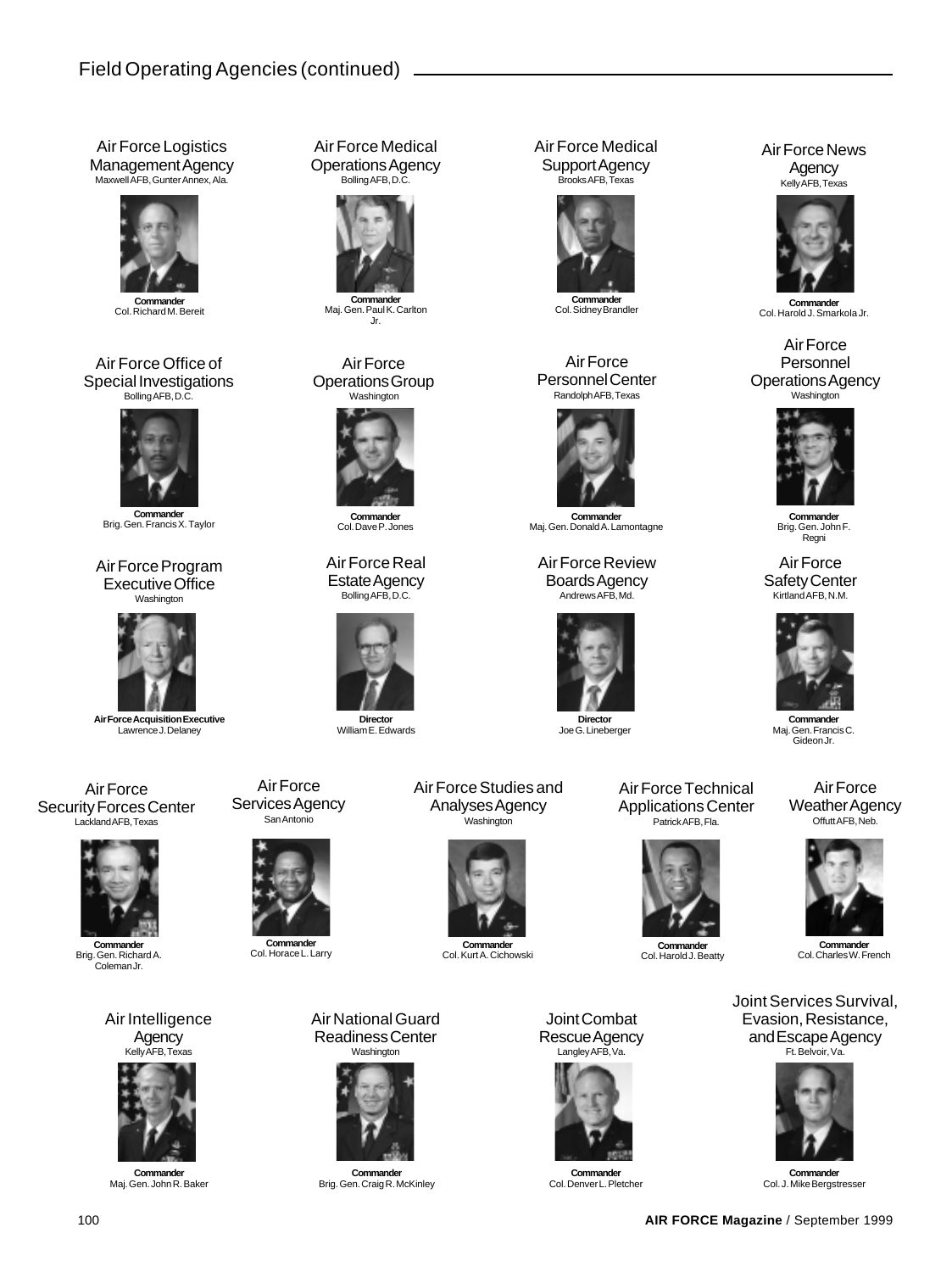## Field Operating Agencies (continued)

**Air Force Logistics Management Agency**
Maxwell AFB, Gunter Annex, Ala.
**Commander**
Col. Richard M. Bereit

**Air Force Medical Operations Agency**
Bolling AFB, D.C.
**Commander**
Maj. Gen. Paul K. Carlton Jr.

**Air Force Medical Support Agency**
Brooks AFB, Texas
**Commander**
Col. Sidney Brandler

**Air Force News Agency**
Kelly AFB, Texas
**Commander**
Col. Harold J. Smarkola Jr.

**Air Force Office of Special Investigations**
Bolling AFB, D.C.
**Commander**
Brig. Gen. Francis X. Taylor

**Air Force Operations Group**
Washington
**Commander**
Col. Dave P. Jones

**Air Force Personnel Center**
Randolph AFB, Texas
**Commander**
Maj. Gen. Donald A. Lamontagne

**Air Force Personnel Operations Agency**
Washington
**Commander**
Brig. Gen. John F. Regni

**Air Force Program Executive Office**
Washington
**Air Force Acquisition Executive**
Lawrence J. Delaney

**Air Force Real Estate Agency**
Bolling AFB, D.C.
**Director**
William E. Edwards

**Air Force Review Boards Agency**
Andrews AFB, Md.
**Director**
Joe G. Lineberger

**Air Force Safety Center**
Kirtland AFB, N.M.
**Commander**
Maj. Gen. Francis C. Gideon Jr.

**Air Force Security Forces Center**
Lackland AFB, Texas
**Commander**
Brig. Gen. Richard A. Coleman Jr.

**Air Force Services Agency**
San Antonio
**Commander**
Col. Horace L. Larry

**Air Force Studies and Analyses Agency**
Washington
**Commander**
Col. Kurt A. Cichowski

**Air Force Technical Applications Center**
Patrick AFB, Fla.
**Commander**
Col. Harold J. Beatty

**Air Force Weather Agency**
Offutt AFB, Neb.
**Commander**
Col. Charles W. French

**Air Intelligence Agency**
Kelly AFB, Texas
**Commander**
Maj. Gen. John R. Baker

**Air National Guard Readiness Center**
Washington
**Commander**
Brig. Gen. Craig R. McKinley

**Joint Combat Rescue Agency**
Langley AFB, Va.
**Commander**
Col. Denver L. Pletcher

**Joint Services Survival, Evasion, Resistance, and Escape Agency**
Ft. Belvoir, Va.
**Commander**
Col. J. Mike Bergstresser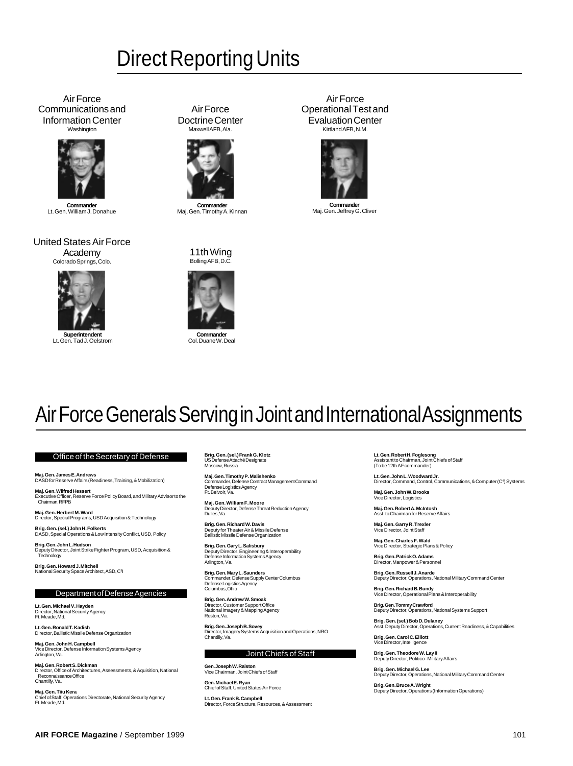# Direct Reporting Units

### Air Force Communications and Information Center
Washington

**Commander**
Lt. Gen. William J. Donahue

### Air Force Doctrine Center
Maxwell AFB, Ala.

**Commander**
Maj. Gen. Timothy A. Kinnan

### Air Force Operational Test and Evaluation Center
Kirtland AFB, N.M.

**Commander**
Maj. Gen. Jeffrey G. Cliver

### United States Air Force Academy
Colorado Springs, Colo.

**Superintendent**
Lt. Gen. Tad J. Oelstrom

### 11th Wing
Bolling AFB, D.C.

**Commander**
Col. Duane W. Deal

# Air Force Generals Serving in Joint and International Assignments

## Office of the Secretary of Defense

**Maj. Gen. James E. Andrews**
DASD for Reserve Affairs (Readiness, Training, & Mobilization)

**Maj. Gen. Wilfred Hessert**
Executive Officer, Reserve Force Policy Board, and Military Advisor to the Chairman, RFPB

**Maj. Gen. Herbert M. Ward**
Director, Special Programs, USD Acquisition & Technology

**Brig. Gen. (sel.) John H. Folkerts**
DASD, Special Operations & Low Intensity Conflict, USD, Policy

**Brig. Gen. John L. Hudson**
Deputy Director, Joint Strike Fighter Program, USD, Acquisition & Technology

**Brig. Gen. Howard J. Mitchell**
National Security Space Architect, ASD, C³I

## Department of Defense Agencies

**Lt. Gen. Michael V. Hayden**
Director, National Security Agency
Ft. Meade, Md.

**Lt. Gen. Ronald T. Kadish**
Director, Ballistic Missile Defense Organization

**Maj. Gen. John H. Campbell**
Vice Director, Defense Information Systems Agency
Arlington, Va.

**Maj. Gen. Robert S. Dickman**
Director, Office of Architectures, Assessments, & Aquisition, National Reconnaissance Office
Chantilly, Va.

**Maj. Gen. Tiiu Kera**
Chief of Staff, Operations Directorate, National Security Agency
Ft. Meade, Md.

**Brig. Gen. (sel.) Frank G. Klotz**
US Defense Attaché Designate
Moscow, Russia

**Maj. Gen. Timothy P. Malishenko**
Commander, Defense Contract Management Command
Defense Logistics Agency
Ft. Belvoir, Va.

**Maj. Gen. William F. Moore**
Deputy Director, Defense Threat Reduction Agency
Dulles, Va.

**Brig. Gen. Richard W. Davis**
Deputy for Theater Air & Missile Defense
Ballistic Missile Defense Organization

**Brig. Gen. Gary L. Salisbury**
Deputy Director, Engineering & Interoperability
Defense Information Systems Agency
Arlington, Va.

**Brig. Gen. Mary L. Saunders**
Commander, Defense Supply Center Columbus
Defense Logistics Agency
Columbus, Ohio

**Brig. Gen. Andrew W. Smoak**
Director, Customer Support Office
National Imagery & Mapping Agency
Reston, Va.

**Brig. Gen. Joseph B. Sovey**
Director, Imagery Systems Acquisition and Operations, NRO
Chantilly, Va.

## Joint Chiefs of Staff

**Gen. Joseph W. Ralston**
Vice Chairman, Joint Chiefs of Staff

**Gen. Michael E. Ryan**
Chief of Staff, United States Air Force

**Lt. Gen. Frank B. Campbell**
Director, Force Structure, Resources, & Assessment

**Lt. Gen. Robert H. Foglesong**
Assistant to Chairman, Joint Chiefs of Staff
(To be 12th AF commander)

**Lt. Gen. John L. Woodward Jr.**
Director, Command, Control, Communications, & Computer (C⁴) Systems

**Maj. Gen. John W. Brooks**
Vice Director, Logistics

**Maj. Gen. Robert A. McIntosh**
Asst. to Chairman for Reserve Affairs

**Maj. Gen. Garry R. Trexler**
Vice Director, Joint Staff

**Maj. Gen. Charles F. Wald**
Vice Director, Strategic Plans & Policy

**Brig. Gen. Patrick O. Adams**
Director, Manpower & Personnel

**Brig. Gen. Russell J. Anarde**
Deputy Director, Operations, National Military Command Center

**Brig. Gen. Richard B. Bundy**
Vice Director, Operational Plans & Interoperability

**Brig. Gen. Tommy Crawford**
Deputy Director, Operations, National Systems Support

**Brig. Gen. (sel.) Bob D. Dulaney**
Asst. Deputy Director, Operations, Current Readiness, & Capabilities

**Brig. Gen. Carol C. Elliott**
Vice Director, Intelligence

**Brig. Gen. Theodore W. Lay II**
Deputy Director, Politico–Military Affairs

**Brig. Gen. Michael G. Lee**
Deputy Director, Operations, National Military Command Center

**Brig. Gen. Bruce A. Wright**
Deputy Director, Operations (Information Operations)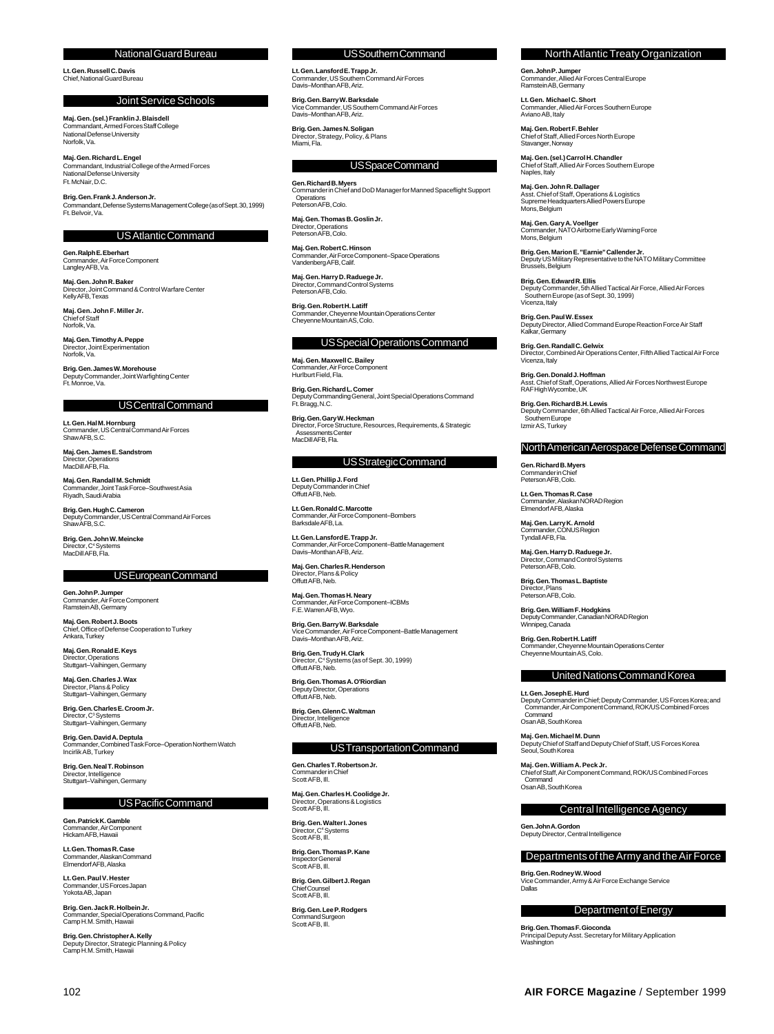## National Guard Bureau

**Lt. Gen. Russell C. Davis**
Chief, National Guard Bureau

## Joint Service Schools

**Maj. Gen. (sel.) Franklin J. Blaisdell**
Commandant, Armed Forces Staff College
National Defense University
Norfolk, Va.

**Maj. Gen. Richard L. Engel**
Commandant, Industrial College of the Armed Forces
National Defense University
Ft. McNair, D.C.

**Brig. Gen. Frank J. Anderson Jr.**
Commandant, Defense Systems Management College (as of Sept. 30, 1999)
Ft. Belvoir, Va.

## US Atlantic Command

**Gen. Ralph E. Eberhart**
Commander, Air Force Component
Langley AFB, Va.

**Maj. Gen. John R. Baker**
Director, Joint Command & Control Warfare Center
Kelly AFB, Texas

**Maj. Gen. John F. Miller Jr.**
Chief of Staff
Norfolk, Va.

**Maj. Gen. Timothy A. Peppe**
Director, Joint Experimentation
Norfolk, Va.

**Brig. Gen. James W. Morehouse**
Deputy Commander, Joint Warfighting Center
Ft. Monroe, Va.

## US Central Command

**Lt. Gen. Hal M. Hornburg**
Commander, US Central Command Air Forces
Shaw AFB, S.C.

**Maj. Gen. James E. Sandstrom**
Director, Operations
MacDill AFB, Fla.

**Maj. Gen. Randall M. Schmidt**
Commander, Joint Task Force–Southwest Asia
Riyadh, Saudi Arabia

**Brig. Gen. Hugh C. Cameron**
Deputy Commander, US Central Command Air Forces
Shaw AFB, S.C.

**Brig. Gen. John W. Meincke**
Director, C[4] Systems
MacDill AFB, Fla.

## US European Command

**Gen. John P. Jumper**
Commander, Air Force Component
Ramstein AB, Germany

**Maj. Gen. Robert J. Boots**
Chief, Office of Defense Cooperation to Turkey
Ankara, Turkey

**Maj. Gen. Ronald E. Keys**
Director, Operations
Stuttgart–Vaihingen, Germany

**Maj. Gen. Charles J. Wax**
Director, Plans & Policy
Stuttgart–Vaihingen, Germany

**Brig. Gen. Charles E. Croom Jr.**
Director, C[2] Systems
Stuttgart–Vaihingen, Germany

**Brig. Gen. David A. Deptula**
Commander, Combined Task Force–Operation Northern Watch
Incirlik AB, Turkey

**Brig. Gen. Neal T. Robinson**
Director, Intelligence
Stuttgart–Vaihingen, Germany

## US Pacific Command

**Gen. Patrick K. Gamble**
Commander, Air Component
Hickam AFB, Hawaii

**Lt. Gen. Thomas R. Case**
Commander, Alaskan Command
Elmendorf AFB, Alaska

**Lt. Gen. Paul V. Hester**
Commander, US Forces Japan
Yokota AB, Japan

**Brig. Gen. Jack R. Holbein Jr.**
Commander, Special Operations Command, Pacific
Camp H.M. Smith, Hawaii

**Brig. Gen. Christopher A. Kelly**
Deputy Director, Strategic Planning & Policy
Camp H.M. Smith, Hawaii

## US Southern Command

**Lt. Gen. Lansford E. Trapp Jr.**
Commander, US Southern Command Air Forces
Davis–Monthan AFB, Ariz.

**Brig. Gen. Barry W. Barksdale**
Vice Commander, US Southern Command Air Forces
Davis–Monthan AFB, Ariz.

**Brig. Gen. James N. Soligan**
Director, Strategy, Policy, & Plans
Miami, Fla.

## US Space Command

**Gen. Richard B. Myers**
Commander in Chief and DoD Manager for Manned Spaceflight Support Operations
Peterson AFB, Colo.

**Maj. Gen. Thomas B. Goslin Jr.**
Director, Operations
Peterson AFB, Colo.

**Maj. Gen. Robert C. Hinson**
Commander, Air Force Component–Space Operations
Vandenberg AFB, Calif.

**Maj. Gen. Harry D. Raduege Jr.**
Director, Command Control Systems
Peterson AFB, Colo.

**Brig. Gen. Robert H. Latiff**
Commander, Cheyenne Mountain Operations Center
Cheyenne Mountain AS, Colo.

## US Special Operations Command

**Maj. Gen. Maxwell C. Bailey**
Commander, Air Force Component
Hurlburt Field, Fla.

**Brig. Gen. Richard L. Comer**
Deputy Commanding General, Joint Special Operations Command
Ft. Bragg, N.C.

**Brig. Gen. Gary W. Heckman**
Director, Force Structure, Resources, Requirements, & Strategic Assessments Center
MacDill AFB, Fla.

## US Strategic Command

**Lt. Gen. Phillip J. Ford**
Deputy Commander in Chief
Offutt AFB, Neb.

**Lt. Gen. Ronald C. Marcotte**
Commander, Air Force Component–Bombers
Barksdale AFB, La.

**Lt. Gen. Lansford E. Trapp Jr.**
Commander, Air Force Component–Battle Management
Davis–Monthan AFB, Ariz.

**Maj. Gen. Charles R. Henderson**
Director, Plans & Policy
Offutt AFB, Neb.

**Maj. Gen. Thomas H. Neary**
Commander, Air Force Component–ICBMs
F.E. Warren AFB, Wyo.

**Brig. Gen. Barry W. Barksdale**
Vice Commander, Air Force Component–Battle Management
Davis–Monthan AFB, Ariz.

**Brig. Gen. Trudy H. Clark**
Director, C[4] Systems (as of Sept. 30, 1999)
Offutt AFB, Neb.

**Brig. Gen. Thomas A. O'Riordian**
Deputy Director, Operations
Offutt AFB, Neb.

**Brig. Gen. Glenn C. Waltman**
Director, Intelligence
Offutt AFB, Neb.

## US Transportation Command

**Gen. Charles T. Robertson Jr.**
Commander in Chief
Scott AFB, Ill.

**Maj. Gen. Charles H. Coolidge Jr.**
Director, Operations & Logistics
Scott AFB, Ill.

**Brig. Gen. Walter I. Jones**
Director, C[4] Systems
Scott AFB, Ill.

**Brig. Gen. Thomas P. Kane**
Inspector General
Scott AFB, Ill.

**Brig. Gen. Gilbert J. Regan**
Chief Counsel
Scott AFB, Ill.

**Brig. Gen. Lee P. Rodgers**
Command Surgeon
Scott AFB, Ill.

## North Atlantic Treaty Organization

**Gen. John P. Jumper**
Commander, Allied Air Forces Central Europe
Ramstein AB, Germany

**Lt. Gen. Michael C. Short**
Commander, Allied Air Forces Southern Europe
Aviano AB, Italy

**Maj. Gen. Robert F. Behler**
Chief of Staff, Allied Forces North Europe
Stavanger, Norway

**Maj. Gen. (sel.) Carrol H. Chandler**
Chief of Staff, Allied Air Forces Southern Europe
Naples, Italy

**Maj. Gen. John R. Dallager**
Asst. Chief of Staff, Operations & Logistics
Supreme Headquarters Allied Powers Europe
Mons, Belgium

**Maj. Gen. Gary A. Voellger**
Commander, NATO Airborne Early Warning Force
Mons, Belgium

**Brig. Gen. Marion E. "Earnie" Callender Jr.**
Deputy US Military Representative to the NATO Military Committee
Brussels, Belgium

**Brig. Gen. Edward R. Ellis**
Deputy Commander, 5th Allied Tactical Air Force, Allied Air Forces Southern Europe (as of Sept. 30, 1999)
Vicenza, Italy

**Brig. Gen. Paul W. Essex**
Deputy Director, Allied Command Europe Reaction Force Air Staff
Kalkar, Germany

**Brig. Gen. Randall C. Gelwix**
Director, Combined Air Operations Center, Fifth Allied Tactical Air Force
Vicenza, Italy

**Brig. Gen. Donald J. Hoffman**
Asst. Chief of Staff, Operations, Allied Air Forces Northwest Europe
RAF High Wycombe, UK

**Brig. Gen. Richard B.H. Lewis**
Deputy Commander, 6th Allied Tactical Air Force, Allied Air Forces Southern Europe
Izmir AS, Turkey

## North American Aerospace Defense Command

**Gen. Richard B. Myers**
Commander in Chief
Peterson AFB, Colo.

**Lt. Gen. Thomas R. Case**
Commander, Alaskan NORAD Region
Elmendorf AFB, Alaska

**Maj. Gen. Larry K. Arnold**
Commander, CONUS Region
Tyndall AFB, Fla.

**Maj. Gen. Harry D. Raduege Jr.**
Director, Command Control Systems
Peterson AFB, Colo.

**Brig. Gen. Thomas L. Baptiste**
Director, Plans
Peterson AFB, Colo.

**Brig. Gen. William F. Hodgkins**
Deputy Commander, Canadian NORAD Region
Winnipeg, Canada

**Brig. Gen. Robert H. Latiff**
Commander, Cheyenne Mountain Operations Center
Cheyenne Mountain AS, Colo.

## United Nations Command Korea

**Lt. Gen. Joseph E. Hurd**
Deputy Commander in Chief; Deputy Commander, US Forces Korea; and Commander, Air Component Command, ROK/US Combined Forces Command
Osan AB, South Korea

**Maj. Gen. Michael M. Dunn**
Deputy Chief of Staff and Deputy Chief of Staff, US Forces Korea
Seoul, South Korea

**Maj. Gen. William A. Peck Jr.**
Chief of Staff, Air Component Command, ROK/US Combined Forces Command
Osan AB, South Korea

## Central Intelligence Agency

**Gen. John A. Gordon**
Deputy Director, Central Intelligence

## Departments of the Army and the Air Force

**Brig. Gen. Rodney W. Wood**
Vice Commander, Army & Air Force Exchange Service
Dallas

## Department of Energy

**Brig. Gen. Thomas F. Gioconda**
Principal Deputy Asst. Secretary for Military Application
Washington